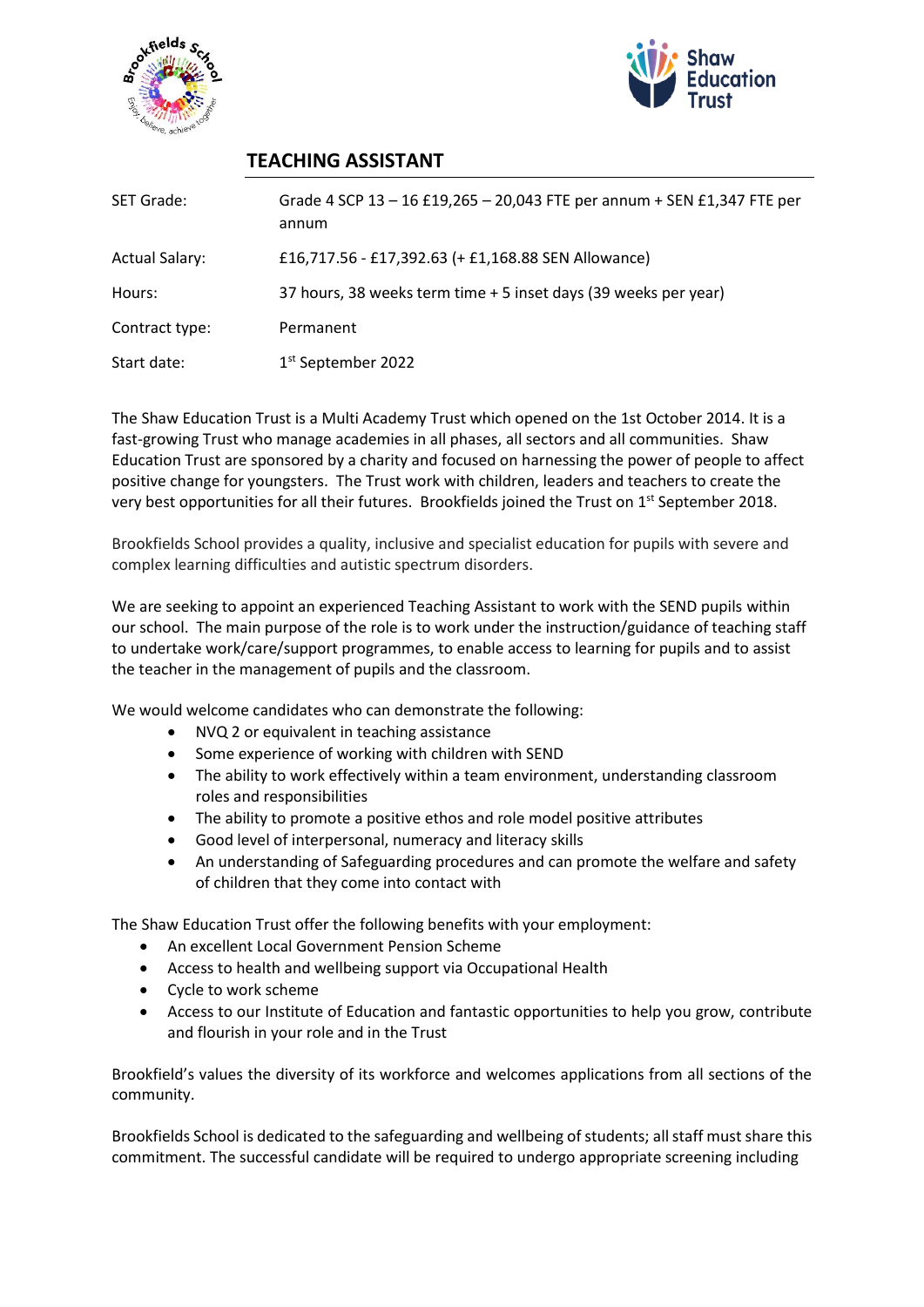# TEACHING ASSISTANT

| | |
|---|---|
| SET Grade: | Grade 4 SCP 13 – 16 £19,265 – 20,043 FTE per annum + SEN £1,347 FTE per annum |
| Actual Salary: | £16,717.56 - £17,392.63 (+ £1,168.88 SEN Allowance) |
| Hours: | 37 hours, 38 weeks term time + 5 inset days (39 weeks per year) |
| Contract type: | Permanent |
| Start date: | 1st September 2022 |

The Shaw Education Trust is a Multi Academy Trust which opened on the 1st October 2014. It is a fast-growing Trust who manage academies in all phases, all sectors and all communities. Shaw Education Trust are sponsored by a charity and focused on harnessing the power of people to affect positive change for youngsters. The Trust work with children, leaders and teachers to create the very best opportunities for all their futures. Brookfields joined the Trust on 1st September 2018.

Brookfields School provides a quality, inclusive and specialist education for pupils with severe and complex learning difficulties and autistic spectrum disorders.

We are seeking to appoint an experienced Teaching Assistant to work with the SEND pupils within our school. The main purpose of the role is to work under the instruction/guidance of teaching staff to undertake work/care/support programmes, to enable access to learning for pupils and to assist the teacher in the management of pupils and the classroom.

We would welcome candidates who can demonstrate the following:

- NVQ 2 or equivalent in teaching assistance
- Some experience of working with children with SEND
- The ability to work effectively within a team environment, understanding classroom roles and responsibilities
- The ability to promote a positive ethos and role model positive attributes
- Good level of interpersonal, numeracy and literacy skills
- An understanding of Safeguarding procedures and can promote the welfare and safety of children that they come into contact with

The Shaw Education Trust offer the following benefits with your employment:

- An excellent Local Government Pension Scheme
- Access to health and wellbeing support via Occupational Health
- Cycle to work scheme
- Access to our Institute of Education and fantastic opportunities to help you grow, contribute and flourish in your role and in the Trust

Brookfield's values the diversity of its workforce and welcomes applications from all sections of the community.

Brookfields School is dedicated to the safeguarding and wellbeing of students; all staff must share this commitment. The successful candidate will be required to undergo appropriate screening including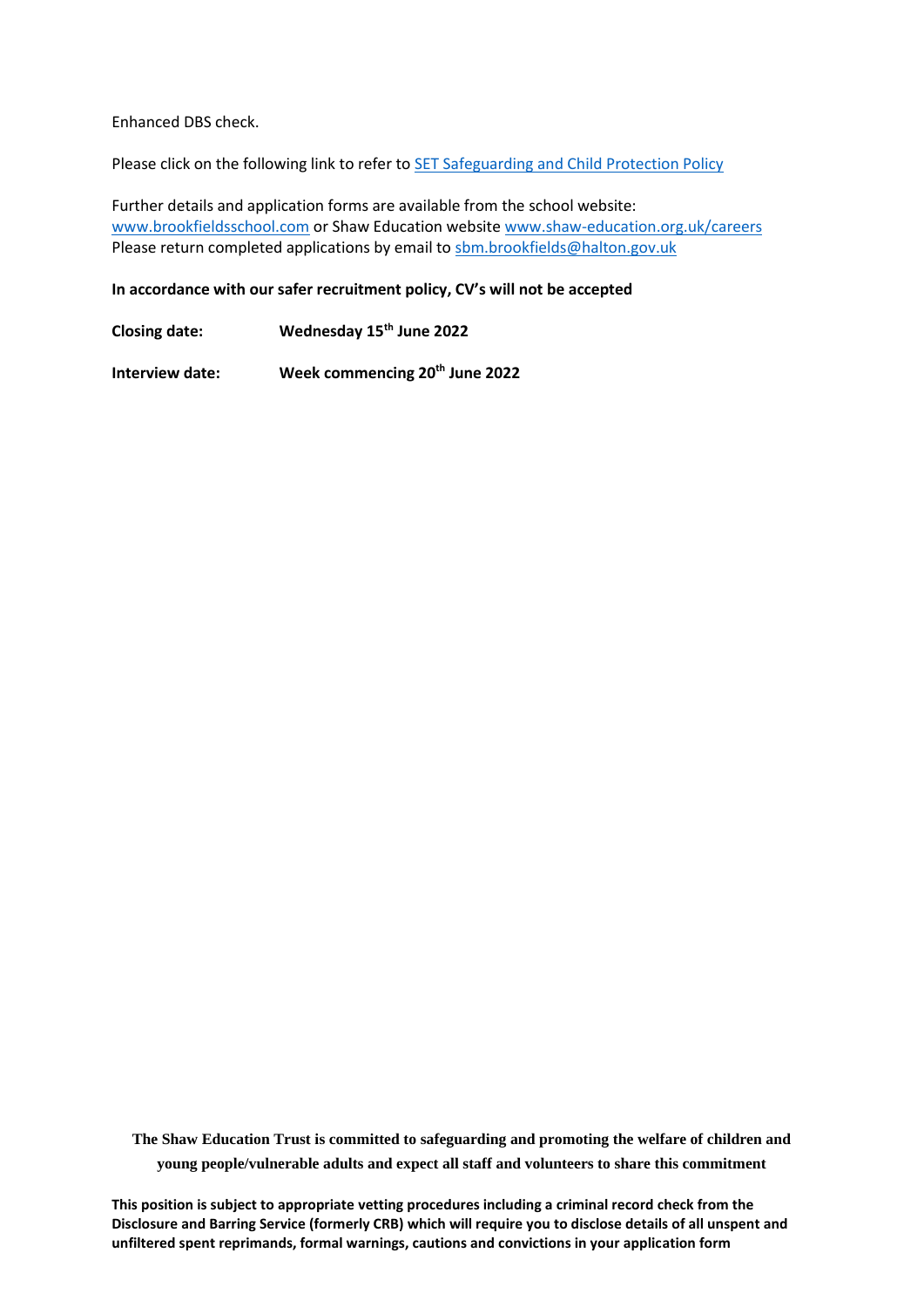Enhanced DBS check.

Please click on the following link to refer to SET Safeguarding and Child Protection Policy

Further details and application forms are available from the school website: www.brookfieldsschool.com or Shaw Education website www.shaw-education.org.uk/careers
Please return completed applications by email to sbm.brookfields@halton.gov.uk

**In accordance with our safer recruitment policy, CV's will not be accepted**

**Closing date:** **Wednesday 15th June 2022**

**Interview date:** **Week commencing 20th June 2022**

**The Shaw Education Trust is committed to safeguarding and promoting the welfare of children and young people/vulnerable adults and expect all staff and volunteers to share this commitment**

**This position is subject to appropriate vetting procedures including a criminal record check from the Disclosure and Barring Service (formerly CRB) which will require you to disclose details of all unspent and unfiltered spent reprimands, formal warnings, cautions and convictions in your application form**